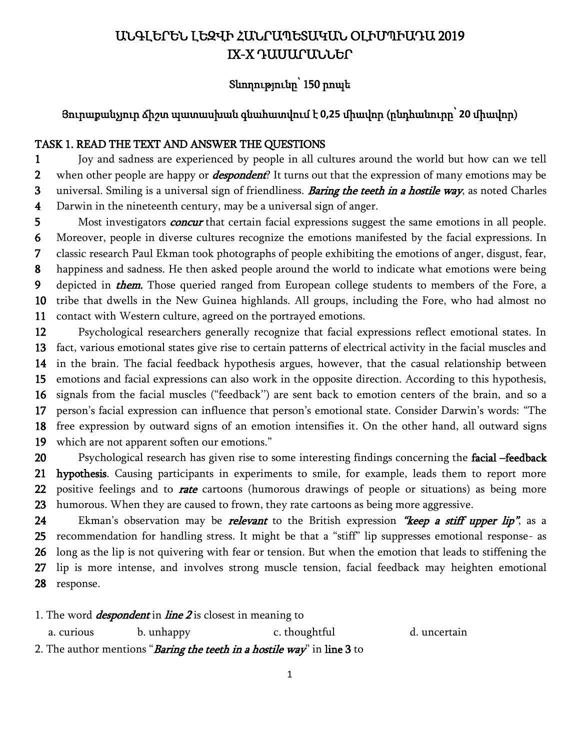# ԱՆԳԼԵՐԵՆ ԼԵԶՎԻ ՀԱՆՐԱՊԵՏԱԿԱՆ ՕԼԻՄՊԻԱԴԱ 2019
# IX-X ԴԱՍԱՐԱՆՆԵՐ

### Տևողությունը՝ 150 րոպե

### Յուրաքանչյուր ճիշտ պատասխան գնահատվում է 0,25 միավոր (ընդհանուրը՝ 20 միավոր)

## TASK 1. READ THE TEXT AND ANSWER THE QUESTIONS

1 Joy and sadness are experienced by people in all cultures around the world but how can we tell
2 when other people are happy or ***despondent***? It turns out that the expression of many emotions may be
3 universal. Smiling is a universal sign of friendliness. ***Baring the teeth in a hostile way***, as noted Charles
4 Darwin in the nineteenth century, may be a universal sign of anger.
5 Most investigators ***concur*** that certain facial expressions suggest the same emotions in all people.
6 Moreover, people in diverse cultures recognize the emotions manifested by the facial expressions. In
7 classic research Paul Ekman took photographs of people exhibiting the emotions of anger, disgust, fear,
8 happiness and sadness. He then asked people around the world to indicate what emotions were being
9 depicted in ***them.*** Those queried ranged from European college students to members of the Fore, a
10 tribe that dwells in the New Guinea highlands. All groups, including the Fore, who had almost no
11 contact with Western culture, agreed on the portrayed emotions.
12 Psychological researchers generally recognize that facial expressions reflect emotional states. In
13 fact, various emotional states give rise to certain patterns of electrical activity in the facial muscles and
14 in the brain. The facial feedback hypothesis argues, however, that the casual relationship between
15 emotions and facial expressions can also work in the opposite direction. According to this hypothesis,
16 signals from the facial muscles ("feedback") are sent back to emotion centers of the brain, and so a
17 person's facial expression can influence that person's emotional state. Consider Darwin's words: "The
18 free expression by outward signs of an emotion intensifies it. On the other hand, all outward signs
19 which are not apparent soften our emotions."
20 Psychological research has given rise to some interesting findings concerning the **facial –feedback**
21 **hypothesis**. Causing participants in experiments to smile, for example, leads them to report more
22 positive feelings and to ***rate*** cartoons (humorous drawings of people or situations) as being more
23 humorous. When they are caused to frown, they rate cartoons as being more aggressive.
24 Ekman's observation may be ***relevant*** to the British expression ***"keep a stiff upper lip"***, as a
25 recommendation for handling stress. It might be that a "stiff" lip suppresses emotional response- as
26 long as the lip is not quivering with fear or tension. But when the emotion that leads to stiffening the
27 lip is more intense, and involves strong muscle tension, facial feedback may heighten emotional
28 response.

1. The word ***despondent*** in ***line 2*** is closest in meaning to
   a. curious  b. unhappy  c. thoughtful  d. uncertain

2. The author mentions "***Baring the teeth in a hostile way***" in **line 3** to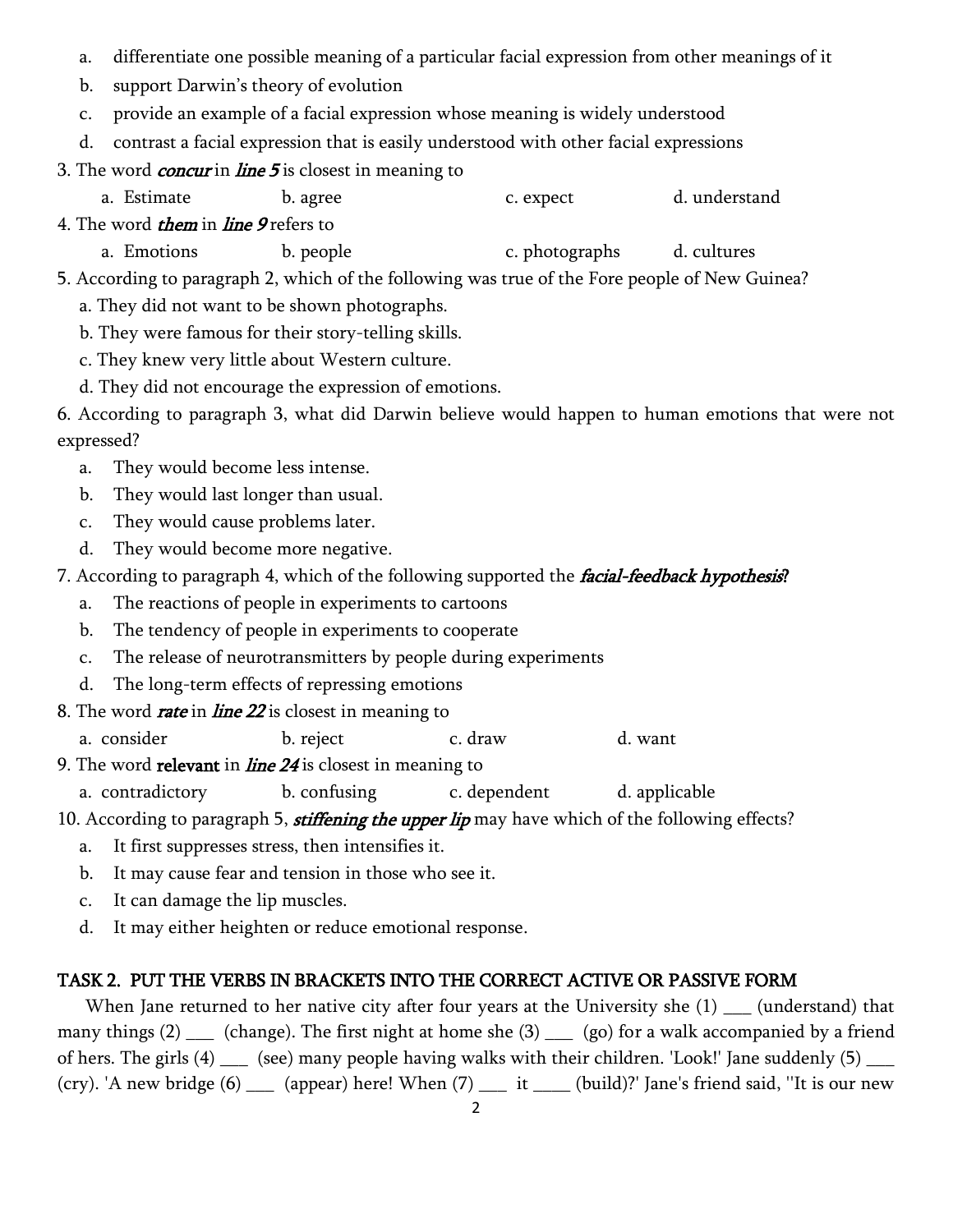a. differentiate one possible meaning of a particular facial expression from other meanings of it
b. support Darwin's theory of evolution
c. provide an example of a facial expression whose meaning is widely understood
d. contrast a facial expression that is easily understood with other facial expressions

3. The word ***concur*** in ***line 5*** is closest in meaning to

a. Estimate b. agree c. expect d. understand

4. The word ***them*** in ***line 9*** refers to

a. Emotions b. people c. photographs d. cultures

5. According to paragraph 2, which of the following was true of the Fore people of New Guinea?

a. They did not want to be shown photographs.
b. They were famous for their story-telling skills.
c. They knew very little about Western culture.
d. They did not encourage the expression of emotions.

6. According to paragraph 3, what did Darwin believe would happen to human emotions that were not expressed?

a. They would become less intense.
b. They would last longer than usual.
c. They would cause problems later.
d. They would become more negative.

7. According to paragraph 4, which of the following supported the ***facial-feedback hypothesis***?

a. The reactions of people in experiments to cartoons
b. The tendency of people in experiments to cooperate
c. The release of neurotransmitters by people during experiments
d. The long-term effects of repressing emotions

8. The word ***rate*** in ***line 22*** is closest in meaning to

a. consider b. reject c. draw d. want

9. The word **relevant** in ***line 24*** is closest in meaning to

a. contradictory b. confusing c. dependent d. applicable

10. According to paragraph 5, ***stiffening the upper lip*** may have which of the following effects?

a. It first suppresses stress, then intensifies it.
b. It may cause fear and tension in those who see it.
c. It can damage the lip muscles.
d. It may either heighten or reduce emotional response.

## TASK 2. PUT THE VERBS IN BRACKETS INTO THE CORRECT ACTIVE OR PASSIVE FORM

When Jane returned to her native city after four years at the University she (1) ___ (understand) that many things (2) ___ (change). The first night at home she (3) ___ (go) for a walk accompanied by a friend of hers. The girls (4) ___ (see) many people having walks with their children. 'Look!' Jane suddenly (5) ___ (cry). 'A new bridge (6) ___ (appear) here! When (7) ___ it ____ (build)?' Jane's friend said, ''It is our new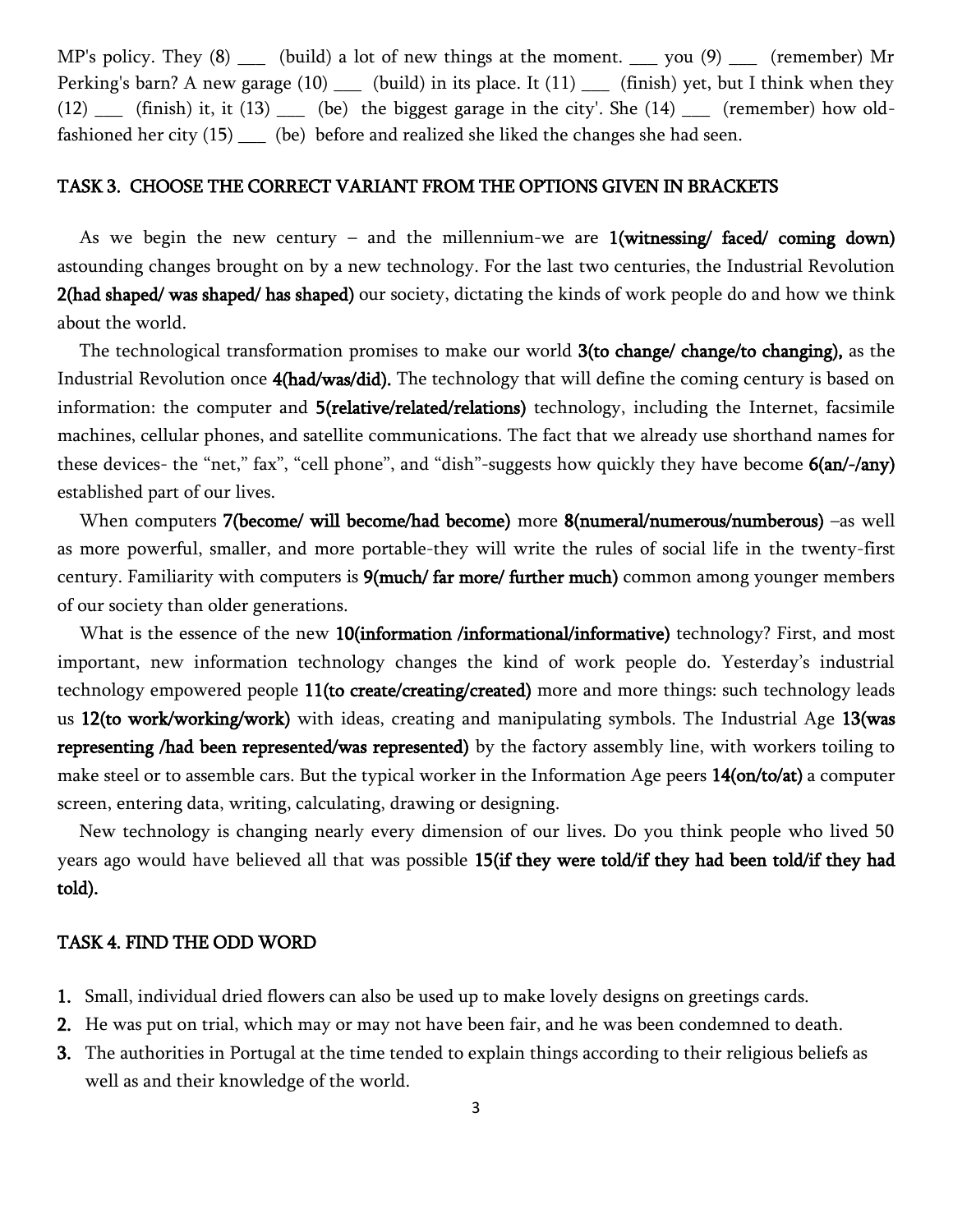MP's policy. They (8) ___ (build) a lot of new things at the moment. ___ you (9) ___ (remember) Mr Perking's barn? A new garage (10) ___ (build) in its place. It (11) ___ (finish) yet, but I think when they (12) ___ (finish) it, it (13) ___ (be) the biggest garage in the city'. She (14) ___ (remember) how old-fashioned her city (15) ___ (be) before and realized she liked the changes she had seen.

## TASK 3. CHOOSE THE CORRECT VARIANT FROM THE OPTIONS GIVEN IN BRACKETS

As we begin the new century – and the millennium-we are **1(witnessing/ faced/ coming down)** astounding changes brought on by a new technology. For the last two centuries, the Industrial Revolution **2(had shaped/ was shaped/ has shaped)** our society, dictating the kinds of work people do and how we think about the world.

The technological transformation promises to make our world **3(to change/ change/to changing),** as the Industrial Revolution once **4(had/was/did).** The technology that will define the coming century is based on information: the computer and **5(relative/related/relations)** technology, including the Internet, facsimile machines, cellular phones, and satellite communications. The fact that we already use shorthand names for these devices- the "net," fax", "cell phone", and "dish"-suggests how quickly they have become **6(an/-/any)** established part of our lives.

When computers **7(become/ will become/had become)** more **8(numeral/numerous/numberous)** –as well as more powerful, smaller, and more portable-they will write the rules of social life in the twenty-first century. Familiarity with computers is **9(much/ far more/ further much)** common among younger members of our society than older generations.

What is the essence of the new **10(information /informational/informative)** technology? First, and most important, new information technology changes the kind of work people do. Yesterday's industrial technology empowered people **11(to create/creating/created)** more and more things: such technology leads us **12(to work/working/work)** with ideas, creating and manipulating symbols. The Industrial Age **13(was representing /had been represented/was represented)** by the factory assembly line, with workers toiling to make steel or to assemble cars. But the typical worker in the Information Age peers **14(on/to/at)** a computer screen, entering data, writing, calculating, drawing or designing.

New technology is changing nearly every dimension of our lives. Do you think people who lived 50 years ago would have believed all that was possible **15(if they were told/if they had been told/if they had told).**

## TASK 4. FIND THE ODD WORD

1. Small, individual dried flowers can also be used up to make lovely designs on greetings cards.
2. He was put on trial, which may or may not have been fair, and he was been condemned to death.
3. The authorities in Portugal at the time tended to explain things according to their religious beliefs as well as and their knowledge of the world.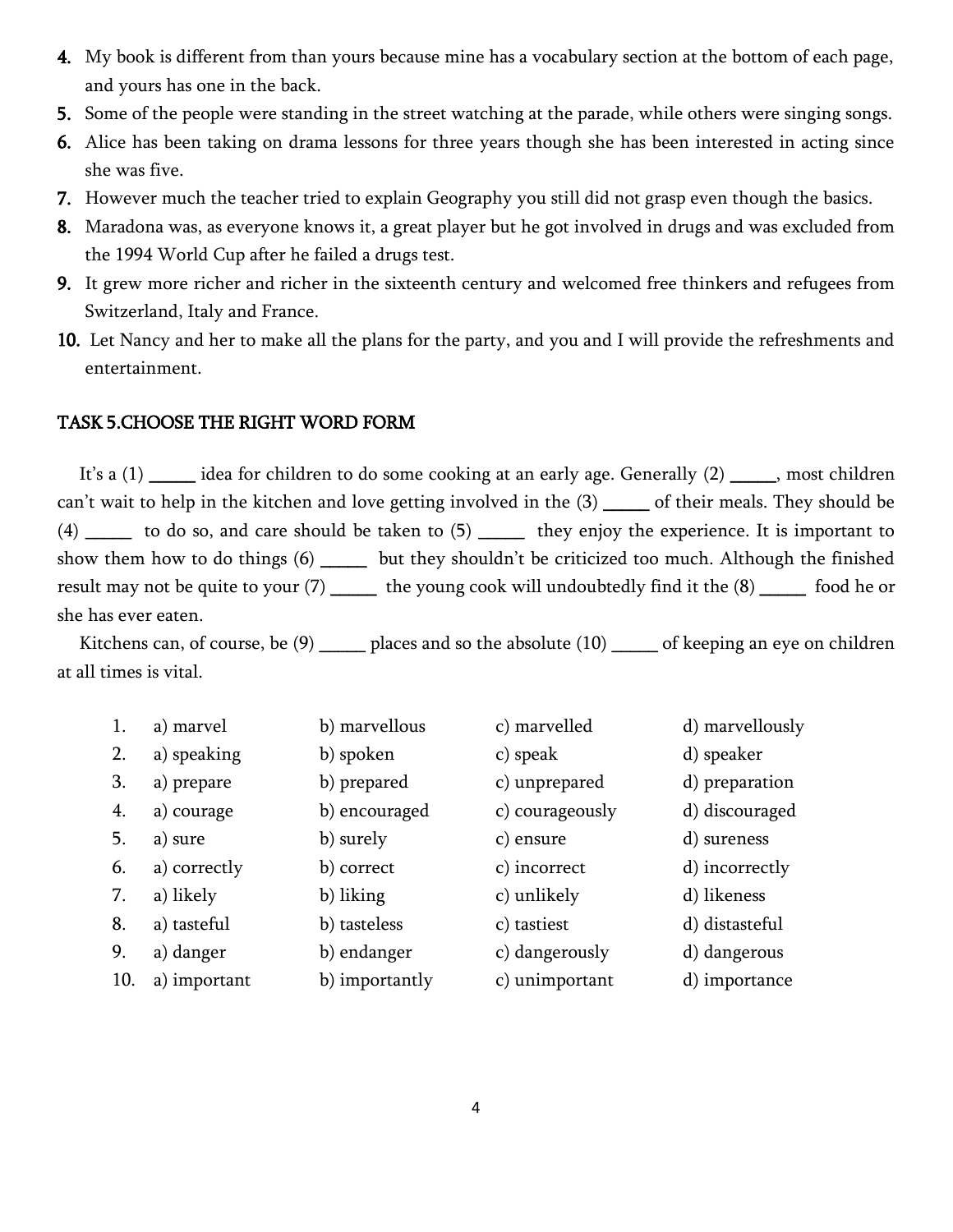4. My book is different from than yours because mine has a vocabulary section at the bottom of each page, and yours has one in the back.
5. Some of the people were standing in the street watching at the parade, while others were singing songs.
6. Alice has been taking on drama lessons for three years though she has been interested in acting since she was five.
7. However much the teacher tried to explain Geography you still did not grasp even though the basics.
8. Maradona was, as everyone knows it, a great player but he got involved in drugs and was excluded from the 1994 World Cup after he failed a drugs test.
9. It grew more richer and richer in the sixteenth century and welcomed free thinkers and refugees from Switzerland, Italy and France.
10. Let Nancy and her to make all the plans for the party, and you and I will provide the refreshments and entertainment.

## TASK 5.CHOOSE THE RIGHT WORD FORM

It's a (1) _____ idea for children to do some cooking at an early age. Generally (2) _____, most children can't wait to help in the kitchen and love getting involved in the (3) _____ of their meals. They should be (4) _____ to do so, and care should be taken to (5) _____ they enjoy the experience. It is important to show them how to do things (6) _____ but they shouldn't be criticized too much. Although the finished result may not be quite to your (7) _____ the young cook will undoubtedly find it the (8) _____ food he or she has ever eaten.

Kitchens can, of course, be (9) _____ places and so the absolute (10) _____ of keeping an eye on children at all times is vital.

| | | | | |
|---|---|---|---|---|
| 1. | a) marvel | b) marvellous | c) marvelled | d) marvellously |
| 2. | a) speaking | b) spoken | c) speak | d) speaker |
| 3. | a) prepare | b) prepared | c) unprepared | d) preparation |
| 4. | a) courage | b) encouraged | c) courageously | d) discouraged |
| 5. | a) sure | b) surely | c) ensure | d) sureness |
| 6. | a) correctly | b) correct | c) incorrect | d) incorrectly |
| 7. | a) likely | b) liking | c) unlikely | d) likeness |
| 8. | a) tasteful | b) tasteless | c) tastiest | d) distasteful |
| 9. | a) danger | b) endanger | c) dangerously | d) dangerous |
| 10. | a) important | b) importantly | c) unimportant | d) importance |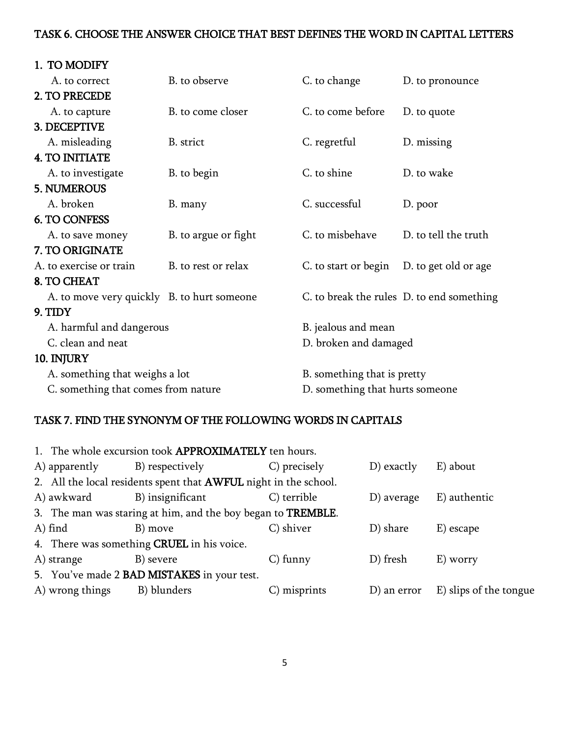## TASK 6. CHOOSE THE ANSWER CHOICE THAT BEST DEFINES THE WORD IN CAPITAL LETTERS

**1. TO MODIFY**

A. to correct B. to observe C. to change D. to pronounce

**2. TO PRECEDE**

A. to capture B. to come closer C. to come before D. to quote

**3. DECEPTIVE**

A. misleading B. strict C. regretful D. missing

**4. TO INITIATE**

A. to investigate B. to begin C. to shine D. to wake

**5. NUMEROUS**

A. broken B. many C. successful D. poor

**6. TO CONFESS**

A. to save money B. to argue or fight C. to misbehave D. to tell the truth

**7. TO ORIGINATE**

A. to exercise or train B. to rest or relax C. to start or begin D. to get old or age

**8. TO CHEAT**

A. to move very quickly B. to hurt someone C. to break the rules D. to end something

**9. TIDY**

A. harmful and dangerous B. jealous and mean
C. clean and neat D. broken and damaged

**10. INJURY**

A. something that weighs a lot B. something that is pretty
C. something that comes from nature D. something that hurts someone

## TASK 7. FIND THE SYNONYM OF THE FOLLOWING WORDS IN CAPITALS

1. The whole excursion took **APPROXIMATELY** ten hours.

A) apparently B) respectively C) precisely D) exactly E) about

2. All the local residents spent that **AWFUL** night in the school.

A) awkward B) insignificant C) terrible D) average E) authentic

3. The man was staring at him, and the boy began to **TREMBLE**.

A) find B) move C) shiver D) share E) escape

4. There was something **CRUEL** in his voice.

A) strange B) severe C) funny D) fresh E) worry

5. You've made 2 **BAD MISTAKES** in your test.

A) wrong things B) blunders C) misprints D) an error E) slips of the tongue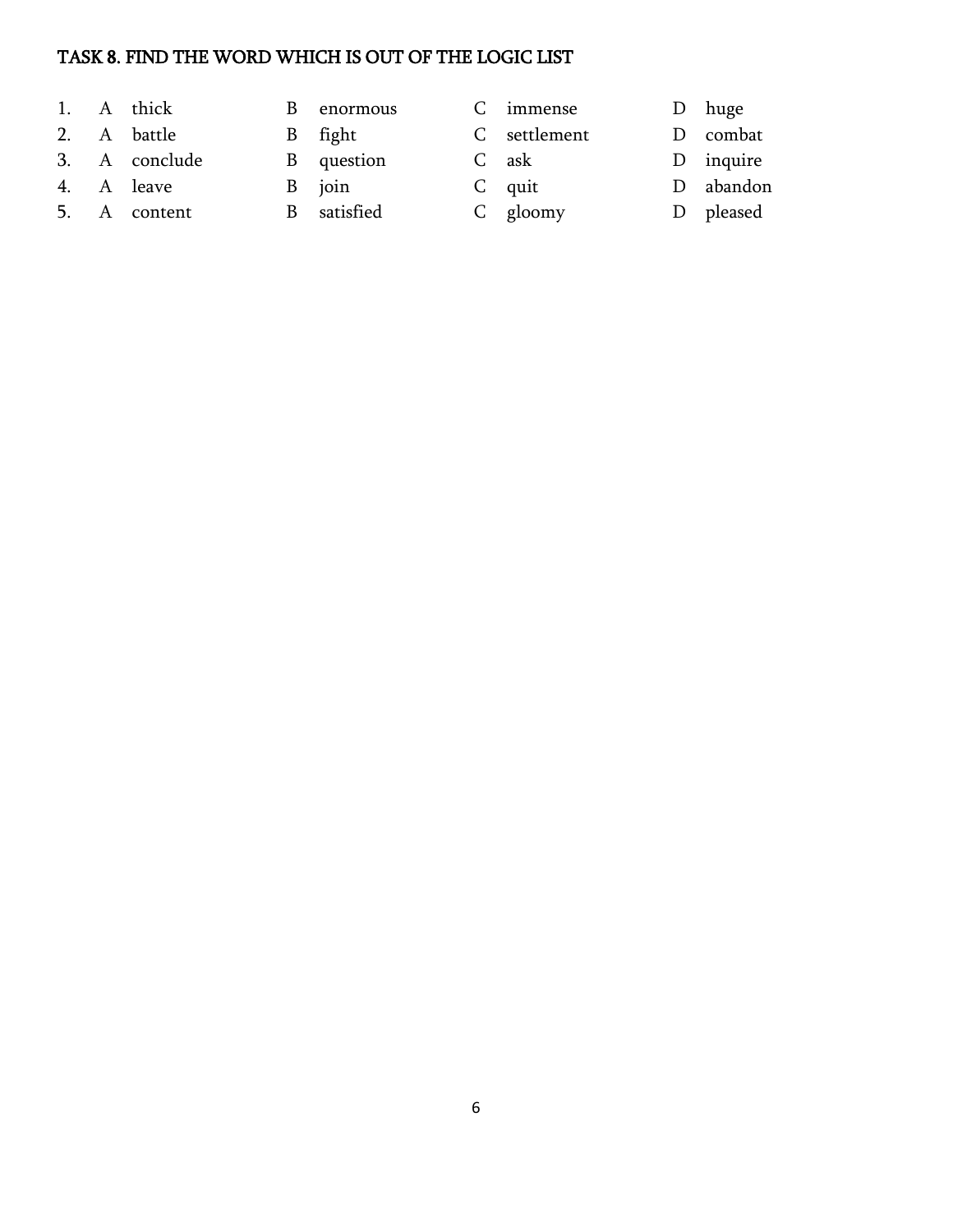### TASK 8. FIND THE WORD WHICH IS OUT OF THE LOGIC LIST

1. A thick B enormous C immense D huge
2. A battle B fight C settlement D combat
3. A conclude B question C ask D inquire
4. A leave B join C quit D abandon
5. A content B satisfied C gloomy D pleased